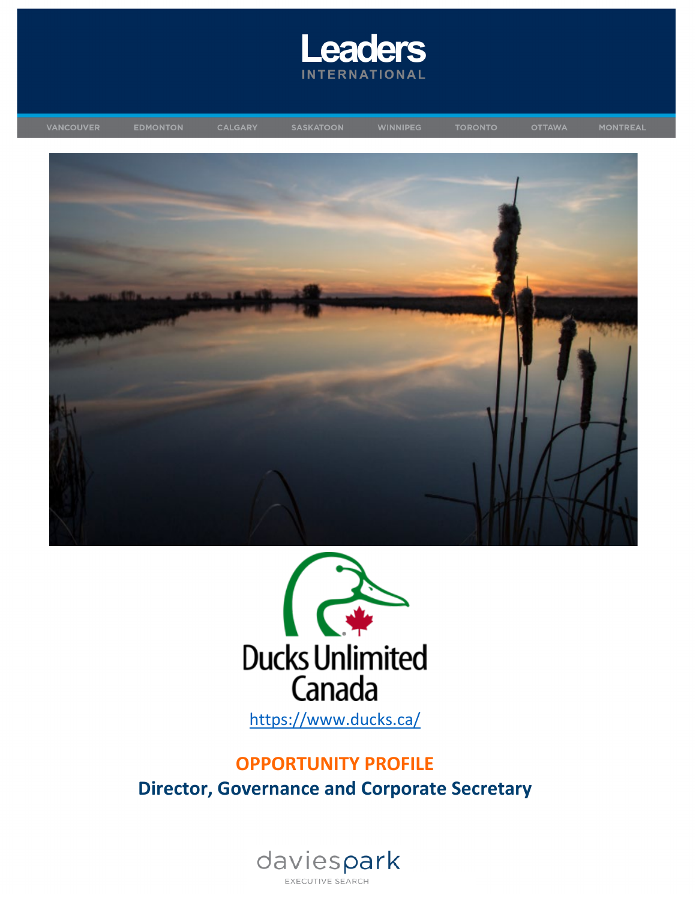Leaders INTERNATIONAL

VANCOUVER EDMONTON CALGARY SASKATOON WINNIPEG TORONTO OTTAWA MONTREAL

Ducks Unlimited Canada

https://www.ducks.ca/

# OPPORTUNITY PROFILE

## Director, Governance and Corporate Secretary

daviespark EXECUTIVE SEARCH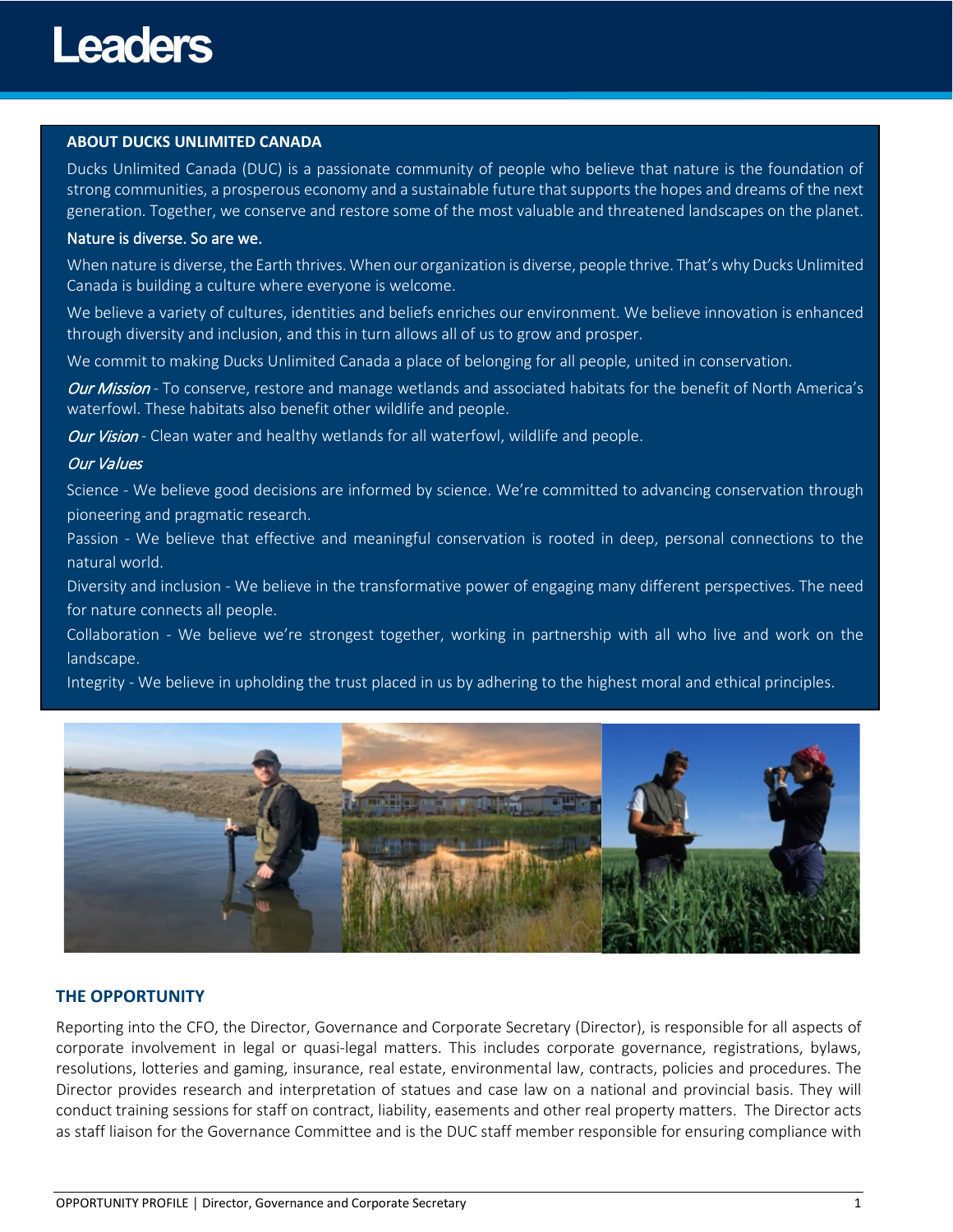# Leaders

**ABOUT DUCKS UNLIMITED CANADA**

Ducks Unlimited Canada (DUC) is a passionate community of people who believe that nature is the foundation of strong communities, a prosperous economy and a sustainable future that supports the hopes and dreams of the next generation. Together, we conserve and restore some of the most valuable and threatened landscapes on the planet.

Nature is diverse. So are we.

When nature is diverse, the Earth thrives. When our organization is diverse, people thrive. That's why Ducks Unlimited Canada is building a culture where everyone is welcome.

We believe a variety of cultures, identities and beliefs enriches our environment. We believe innovation is enhanced through diversity and inclusion, and this in turn allows all of us to grow and prosper.

We commit to making Ducks Unlimited Canada a place of belonging for all people, united in conservation.

*Our Mission* - To conserve, restore and manage wetlands and associated habitats for the benefit of North America's waterfowl. These habitats also benefit other wildlife and people.

*Our Vision* - Clean water and healthy wetlands for all waterfowl, wildlife and people.

*Our Values*

Science - We believe good decisions are informed by science. We're committed to advancing conservation through pioneering and pragmatic research.

Passion - We believe that effective and meaningful conservation is rooted in deep, personal connections to the natural world.

Diversity and inclusion - We believe in the transformative power of engaging many different perspectives. The need for nature connects all people.

Collaboration - We believe we're strongest together, working in partnership with all who live and work on the landscape.

Integrity - We believe in upholding the trust placed in us by adhering to the highest moral and ethical principles.

## THE OPPORTUNITY

Reporting into the CFO, the Director, Governance and Corporate Secretary (Director), is responsible for all aspects of corporate involvement in legal or quasi-legal matters. This includes corporate governance, registrations, bylaws, resolutions, lotteries and gaming, insurance, real estate, environmental law, contracts, policies and procedures. The Director provides research and interpretation of statues and case law on a national and provincial basis. They will conduct training sessions for staff on contract, liability, easements and other real property matters. The Director acts as staff liaison for the Governance Committee and is the DUC staff member responsible for ensuring compliance with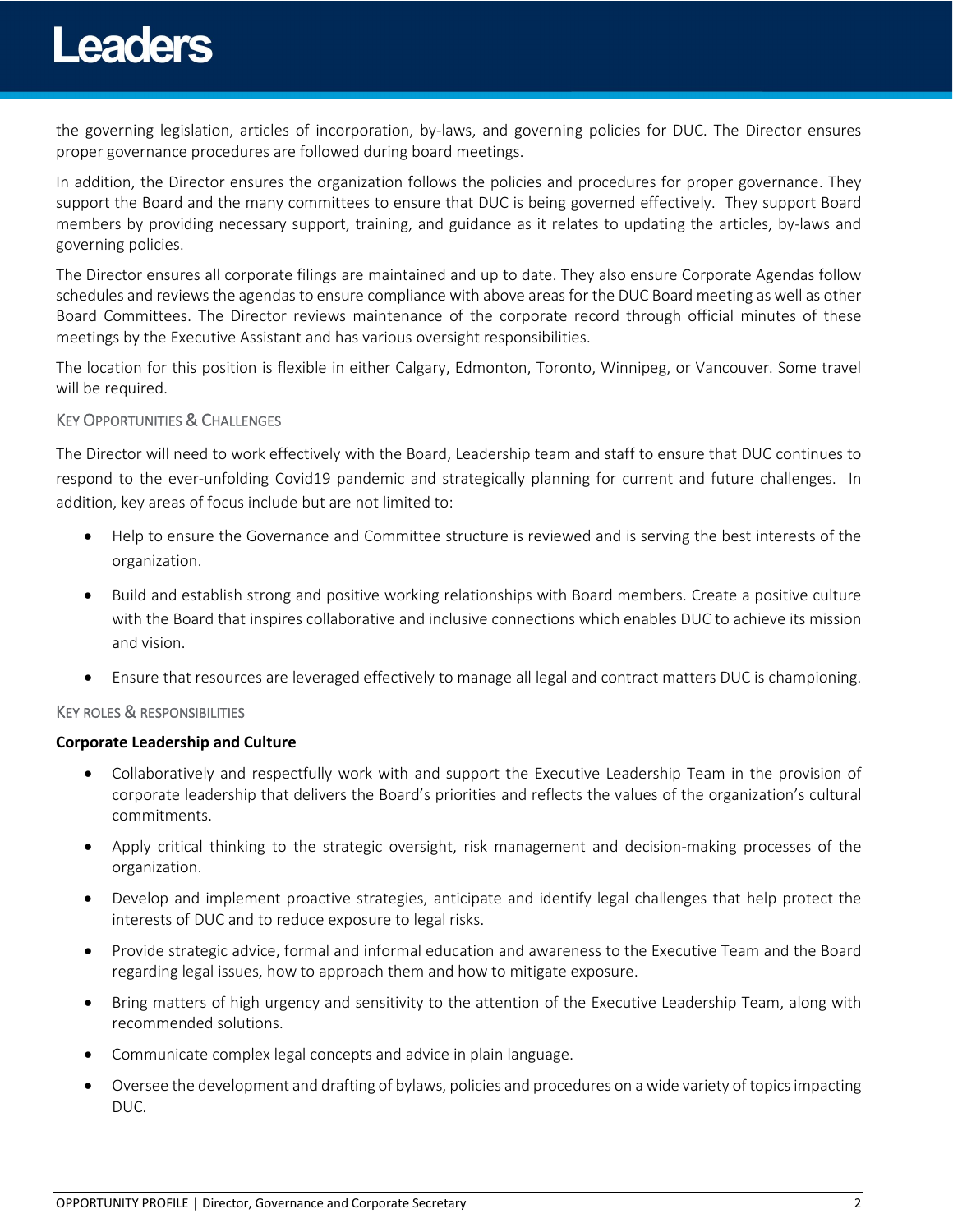the governing legislation, articles of incorporation, by-laws, and governing policies for DUC. The Director ensures proper governance procedures are followed during board meetings.

In addition, the Director ensures the organization follows the policies and procedures for proper governance. They support the Board and the many committees to ensure that DUC is being governed effectively. They support Board members by providing necessary support, training, and guidance as it relates to updating the articles, by-laws and governing policies.

The Director ensures all corporate filings are maintained and up to date. They also ensure Corporate Agendas follow schedules and reviews the agendas to ensure compliance with above areas for the DUC Board meeting as well as other Board Committees. The Director reviews maintenance of the corporate record through official minutes of these meetings by the Executive Assistant and has various oversight responsibilities.

The location for this position is flexible in either Calgary, Edmonton, Toronto, Winnipeg, or Vancouver. Some travel will be required.

### KEY OPPORTUNITIES & CHALLENGES

The Director will need to work effectively with the Board, Leadership team and staff to ensure that DUC continues to respond to the ever-unfolding Covid19 pandemic and strategically planning for current and future challenges. In addition, key areas of focus include but are not limited to:

- Help to ensure the Governance and Committee structure is reviewed and is serving the best interests of the organization.
- Build and establish strong and positive working relationships with Board members. Create a positive culture with the Board that inspires collaborative and inclusive connections which enables DUC to achieve its mission and vision.
- Ensure that resources are leveraged effectively to manage all legal and contract matters DUC is championing.

### KEY ROLES & RESPONSIBILITIES

**Corporate Leadership and Culture**

- Collaboratively and respectfully work with and support the Executive Leadership Team in the provision of corporate leadership that delivers the Board's priorities and reflects the values of the organization's cultural commitments.
- Apply critical thinking to the strategic oversight, risk management and decision-making processes of the organization.
- Develop and implement proactive strategies, anticipate and identify legal challenges that help protect the interests of DUC and to reduce exposure to legal risks.
- Provide strategic advice, formal and informal education and awareness to the Executive Team and the Board regarding legal issues, how to approach them and how to mitigate exposure.
- Bring matters of high urgency and sensitivity to the attention of the Executive Leadership Team, along with recommended solutions.
- Communicate complex legal concepts and advice in plain language.
- Oversee the development and drafting of bylaws, policies and procedures on a wide variety of topics impacting DUC.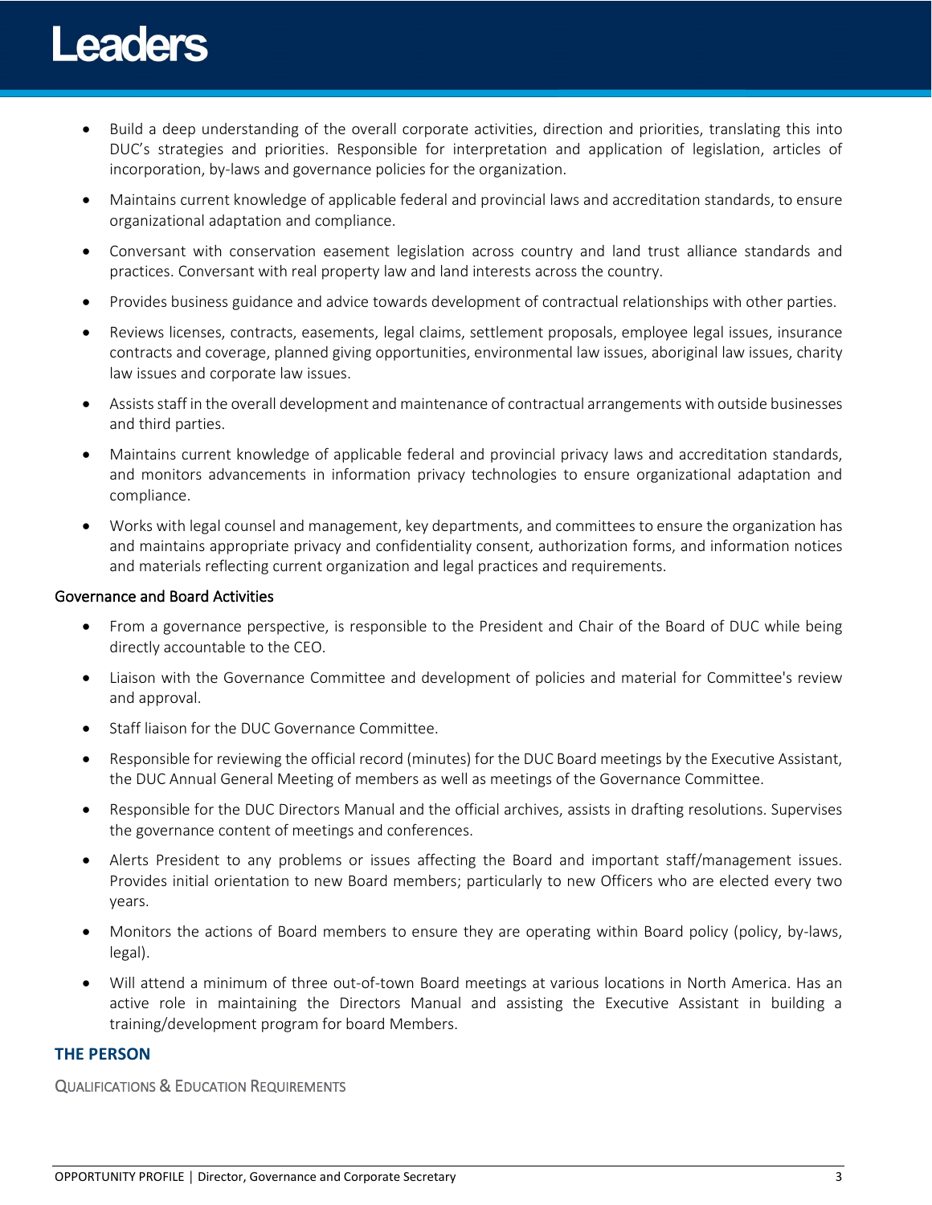- Build a deep understanding of the overall corporate activities, direction and priorities, translating this into DUC's strategies and priorities. Responsible for interpretation and application of legislation, articles of incorporation, by-laws and governance policies for the organization.
- Maintains current knowledge of applicable federal and provincial laws and accreditation standards, to ensure organizational adaptation and compliance.
- Conversant with conservation easement legislation across country and land trust alliance standards and practices. Conversant with real property law and land interests across the country.
- Provides business guidance and advice towards development of contractual relationships with other parties.
- Reviews licenses, contracts, easements, legal claims, settlement proposals, employee legal issues, insurance contracts and coverage, planned giving opportunities, environmental law issues, aboriginal law issues, charity law issues and corporate law issues.
- Assists staff in the overall development and maintenance of contractual arrangements with outside businesses and third parties.
- Maintains current knowledge of applicable federal and provincial privacy laws and accreditation standards, and monitors advancements in information privacy technologies to ensure organizational adaptation and compliance.
- Works with legal counsel and management, key departments, and committees to ensure the organization has and maintains appropriate privacy and confidentiality consent, authorization forms, and information notices and materials reflecting current organization and legal practices and requirements.

### Governance and Board Activities

- From a governance perspective, is responsible to the President and Chair of the Board of DUC while being directly accountable to the CEO.
- Liaison with the Governance Committee and development of policies and material for Committee's review and approval.
- Staff liaison for the DUC Governance Committee.
- Responsible for reviewing the official record (minutes) for the DUC Board meetings by the Executive Assistant, the DUC Annual General Meeting of members as well as meetings of the Governance Committee.
- Responsible for the DUC Directors Manual and the official archives, assists in drafting resolutions. Supervises the governance content of meetings and conferences.
- Alerts President to any problems or issues affecting the Board and important staff/management issues. Provides initial orientation to new Board members; particularly to new Officers who are elected every two years.
- Monitors the actions of Board members to ensure they are operating within Board policy (policy, by-laws, legal).
- Will attend a minimum of three out-of-town Board meetings at various locations in North America. Has an active role in maintaining the Directors Manual and assisting the Executive Assistant in building a training/development program for board Members.

## THE PERSON

### Qualifications & Education Requirements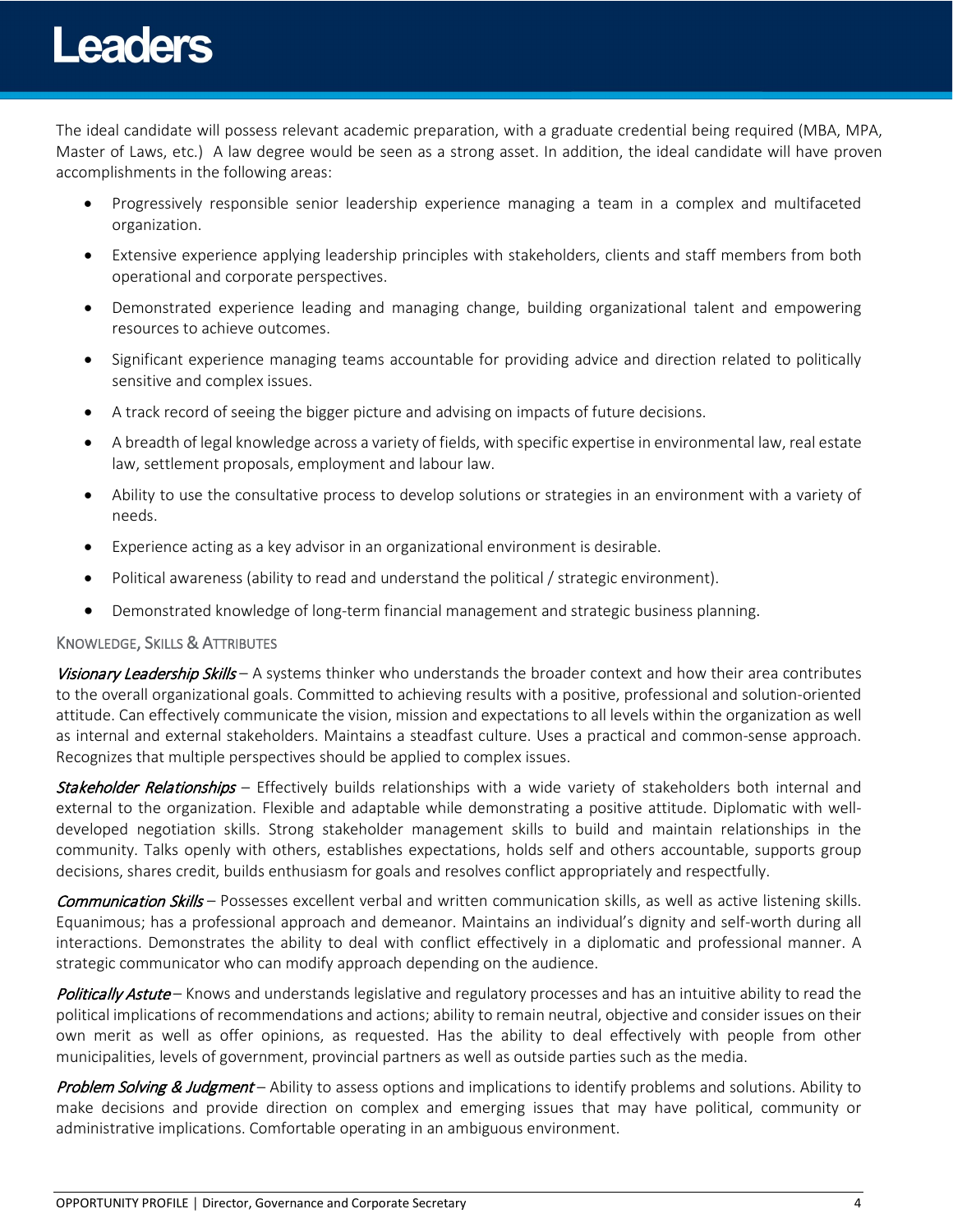The ideal candidate will possess relevant academic preparation, with a graduate credential being required (MBA, MPA, Master of Laws, etc.) A law degree would be seen as a strong asset. In addition, the ideal candidate will have proven accomplishments in the following areas:

- Progressively responsible senior leadership experience managing a team in a complex and multifaceted organization.
- Extensive experience applying leadership principles with stakeholders, clients and staff members from both operational and corporate perspectives.
- Demonstrated experience leading and managing change, building organizational talent and empowering resources to achieve outcomes.
- Significant experience managing teams accountable for providing advice and direction related to politically sensitive and complex issues.
- A track record of seeing the bigger picture and advising on impacts of future decisions.
- A breadth of legal knowledge across a variety of fields, with specific expertise in environmental law, real estate law, settlement proposals, employment and labour law.
- Ability to use the consultative process to develop solutions or strategies in an environment with a variety of needs.
- Experience acting as a key advisor in an organizational environment is desirable.
- Political awareness (ability to read and understand the political / strategic environment).
- Demonstrated knowledge of long-term financial management and strategic business planning.

### Knowledge, Skills & Attributes

***Visionary Leadership Skills*** – A systems thinker who understands the broader context and how their area contributes to the overall organizational goals. Committed to achieving results with a positive, professional and solution-oriented attitude. Can effectively communicate the vision, mission and expectations to all levels within the organization as well as internal and external stakeholders. Maintains a steadfast culture. Uses a practical and common-sense approach. Recognizes that multiple perspectives should be applied to complex issues.

***Stakeholder Relationships*** – Effectively builds relationships with a wide variety of stakeholders both internal and external to the organization. Flexible and adaptable while demonstrating a positive attitude. Diplomatic with well-developed negotiation skills. Strong stakeholder management skills to build and maintain relationships in the community. Talks openly with others, establishes expectations, holds self and others accountable, supports group decisions, shares credit, builds enthusiasm for goals and resolves conflict appropriately and respectfully.

***Communication Skills*** – Possesses excellent verbal and written communication skills, as well as active listening skills. Equanimous; has a professional approach and demeanor. Maintains an individual's dignity and self-worth during all interactions. Demonstrates the ability to deal with conflict effectively in a diplomatic and professional manner. A strategic communicator who can modify approach depending on the audience.

***Politically Astute*** – Knows and understands legislative and regulatory processes and has an intuitive ability to read the political implications of recommendations and actions; ability to remain neutral, objective and consider issues on their own merit as well as offer opinions, as requested. Has the ability to deal effectively with people from other municipalities, levels of government, provincial partners as well as outside parties such as the media.

***Problem Solving & Judgment*** – Ability to assess options and implications to identify problems and solutions. Ability to make decisions and provide direction on complex and emerging issues that may have political, community or administrative implications. Comfortable operating in an ambiguous environment.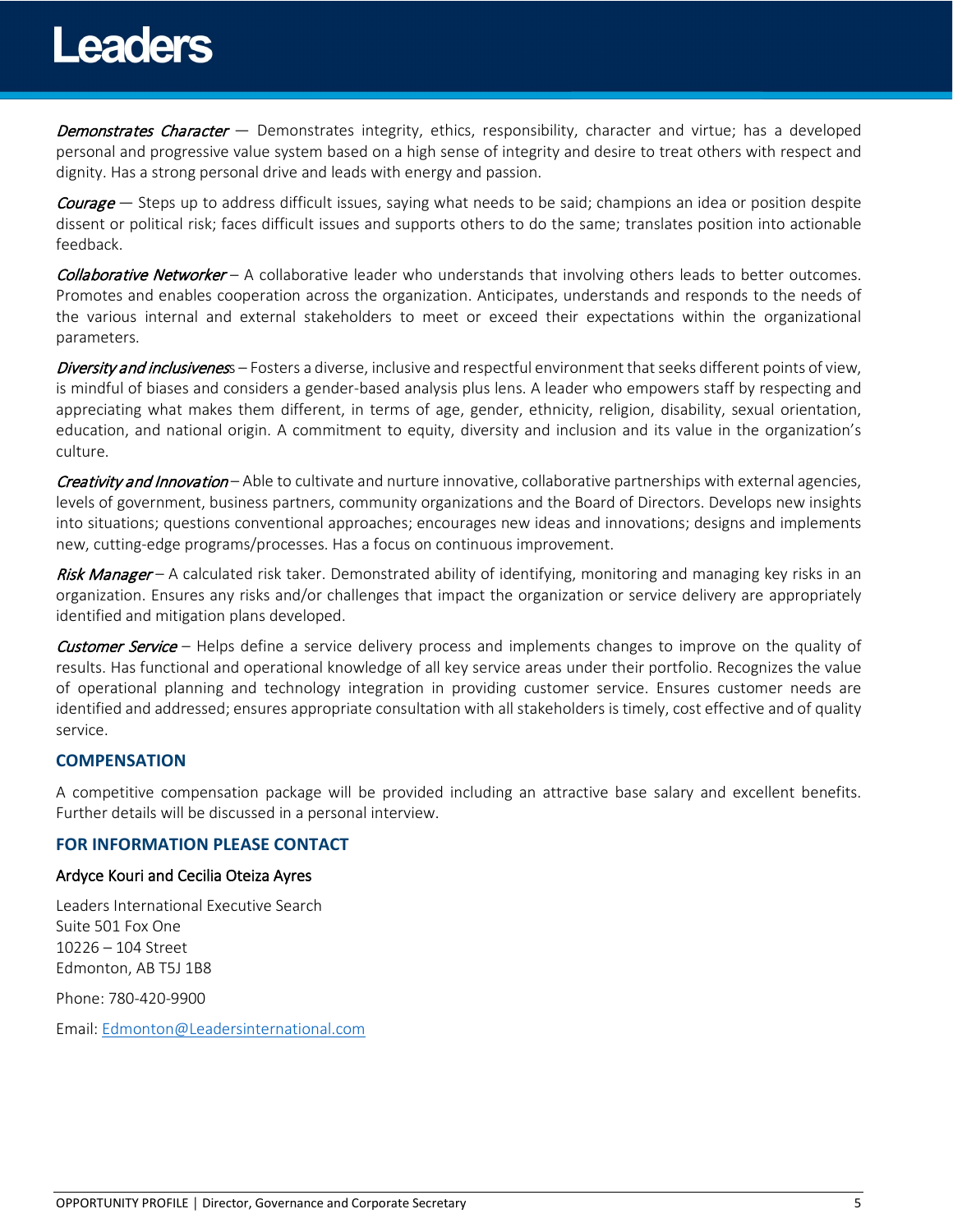*Demonstrates Character* — Demonstrates integrity, ethics, responsibility, character and virtue; has a developed personal and progressive value system based on a high sense of integrity and desire to treat others with respect and dignity. Has a strong personal drive and leads with energy and passion.

*Courage* — Steps up to address difficult issues, saying what needs to be said; champions an idea or position despite dissent or political risk; faces difficult issues and supports others to do the same; translates position into actionable feedback.

*Collaborative Networker* – A collaborative leader who understands that involving others leads to better outcomes. Promotes and enables cooperation across the organization. Anticipates, understands and responds to the needs of the various internal and external stakeholders to meet or exceed their expectations within the organizational parameters.

*Diversity and inclusiveness* – Fosters a diverse, inclusive and respectful environment that seeks different points of view, is mindful of biases and considers a gender-based analysis plus lens. A leader who empowers staff by respecting and appreciating what makes them different, in terms of age, gender, ethnicity, religion, disability, sexual orientation, education, and national origin. A commitment to equity, diversity and inclusion and its value in the organization's culture.

*Creativity and Innovation* – Able to cultivate and nurture innovative, collaborative partnerships with external agencies, levels of government, business partners, community organizations and the Board of Directors. Develops new insights into situations; questions conventional approaches; encourages new ideas and innovations; designs and implements new, cutting-edge programs/processes. Has a focus on continuous improvement.

*Risk Manager* – A calculated risk taker. Demonstrated ability of identifying, monitoring and managing key risks in an organization. Ensures any risks and/or challenges that impact the organization or service delivery are appropriately identified and mitigation plans developed.

*Customer Service* – Helps define a service delivery process and implements changes to improve on the quality of results. Has functional and operational knowledge of all key service areas under their portfolio. Recognizes the value of operational planning and technology integration in providing customer service. Ensures customer needs are identified and addressed; ensures appropriate consultation with all stakeholders is timely, cost effective and of quality service.

## COMPENSATION

A competitive compensation package will be provided including an attractive base salary and excellent benefits. Further details will be discussed in a personal interview.

## FOR INFORMATION PLEASE CONTACT

Ardyce Kouri and Cecilia Oteiza Ayres

Leaders International Executive Search
Suite 501 Fox One
10226 – 104 Street
Edmonton, AB T5J 1B8

Phone: 780-420-9900

Email: Edmonton@Leadersinternational.com